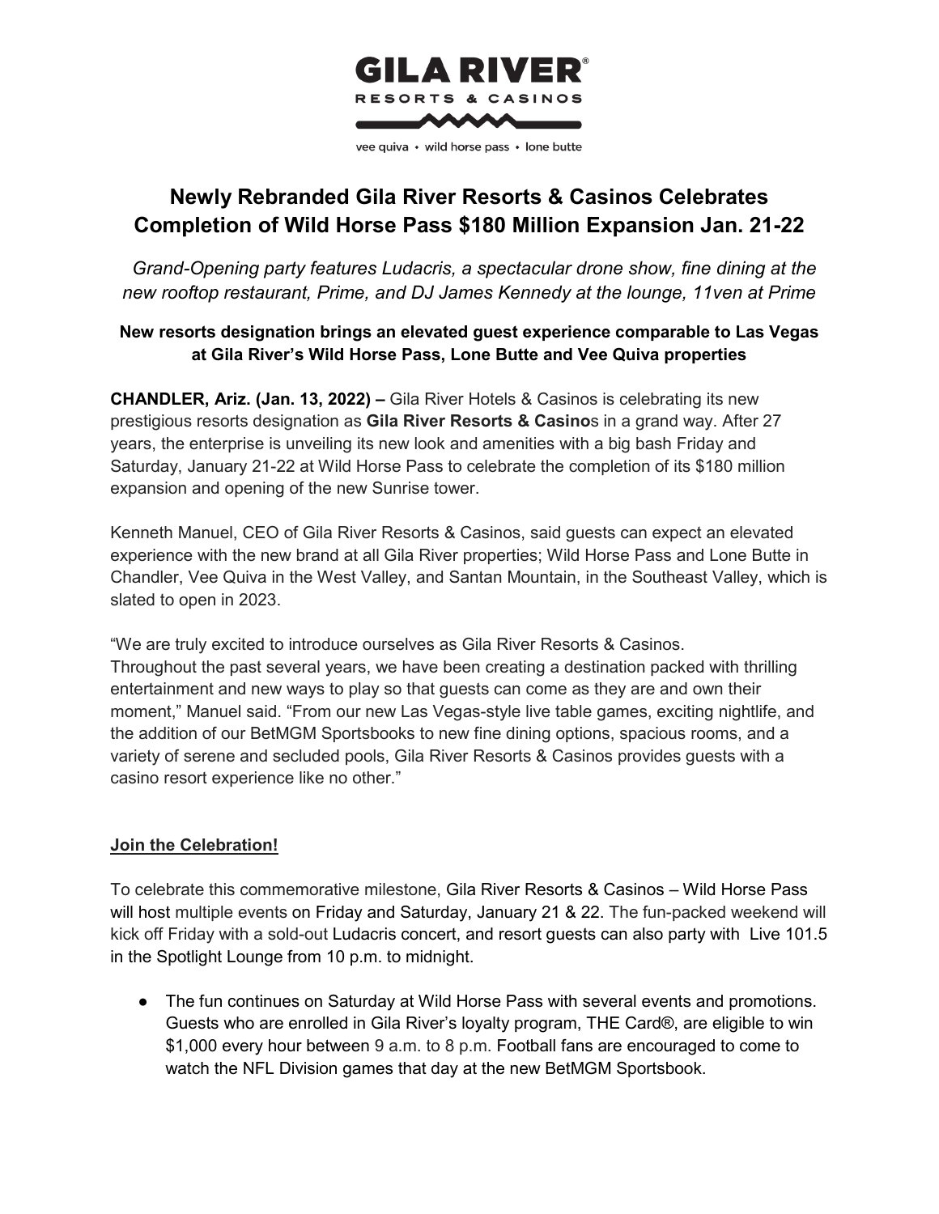GILA RIVER®

RESORTS & CASINOS

vee quiva • wild horse pass • lone butte

# Newly Rebranded Gila River Resorts & Casinos Celebrates Completion of Wild Horse Pass $180 Million Expansion Jan. 21-22

*Grand-Opening party features Ludacris, a spectacular drone show, fine dining at the new rooftop restaurant, Prime, and DJ James Kennedy at the lounge, 11ven at Prime*

**New resorts designation brings an elevated guest experience comparable to Las Vegas at Gila River's Wild Horse Pass, Lone Butte and Vee Quiva properties**

**CHANDLER, Ariz. (Jan. 13, 2022) –** Gila River Hotels & Casinos is celebrating its new prestigious resorts designation as **Gila River Resorts & Casino**s in a grand way. After 27 years, the enterprise is unveiling its new look and amenities with a big bash Friday and Saturday, January 21-22 at Wild Horse Pass to celebrate the completion of its $180 million expansion and opening of the new Sunrise tower.

Kenneth Manuel, CEO of Gila River Resorts & Casinos, said guests can expect an elevated experience with the new brand at all Gila River properties; Wild Horse Pass and Lone Butte in Chandler, Vee Quiva in the West Valley, and Santan Mountain, in the Southeast Valley, which is slated to open in 2023.

"We are truly excited to introduce ourselves as Gila River Resorts & Casinos. Throughout the past several years, we have been creating a destination packed with thrilling entertainment and new ways to play so that guests can come as they are and own their moment," Manuel said. "From our new Las Vegas-style live table games, exciting nightlife, and the addition of our BetMGM Sportsbooks to new fine dining options, spacious rooms, and a variety of serene and secluded pools, Gila River Resorts & Casinos provides guests with a casino resort experience like no other."

**Join the Celebration!**

To celebrate this commemorative milestone, Gila River Resorts & Casinos – Wild Horse Pass will host multiple events on Friday and Saturday, January 21 & 22. The fun-packed weekend will kick off Friday with a sold-out Ludacris concert, and resort guests can also party with Live 101.5 in the Spotlight Lounge from 10 p.m. to midnight.

- The fun continues on Saturday at Wild Horse Pass with several events and promotions. Guests who are enrolled in Gila River's loyalty program, THE Card®, are eligible to win $1,000 every hour between 9 a.m. to 8 p.m. Football fans are encouraged to come to watch the NFL Division games that day at the new BetMGM Sportsbook.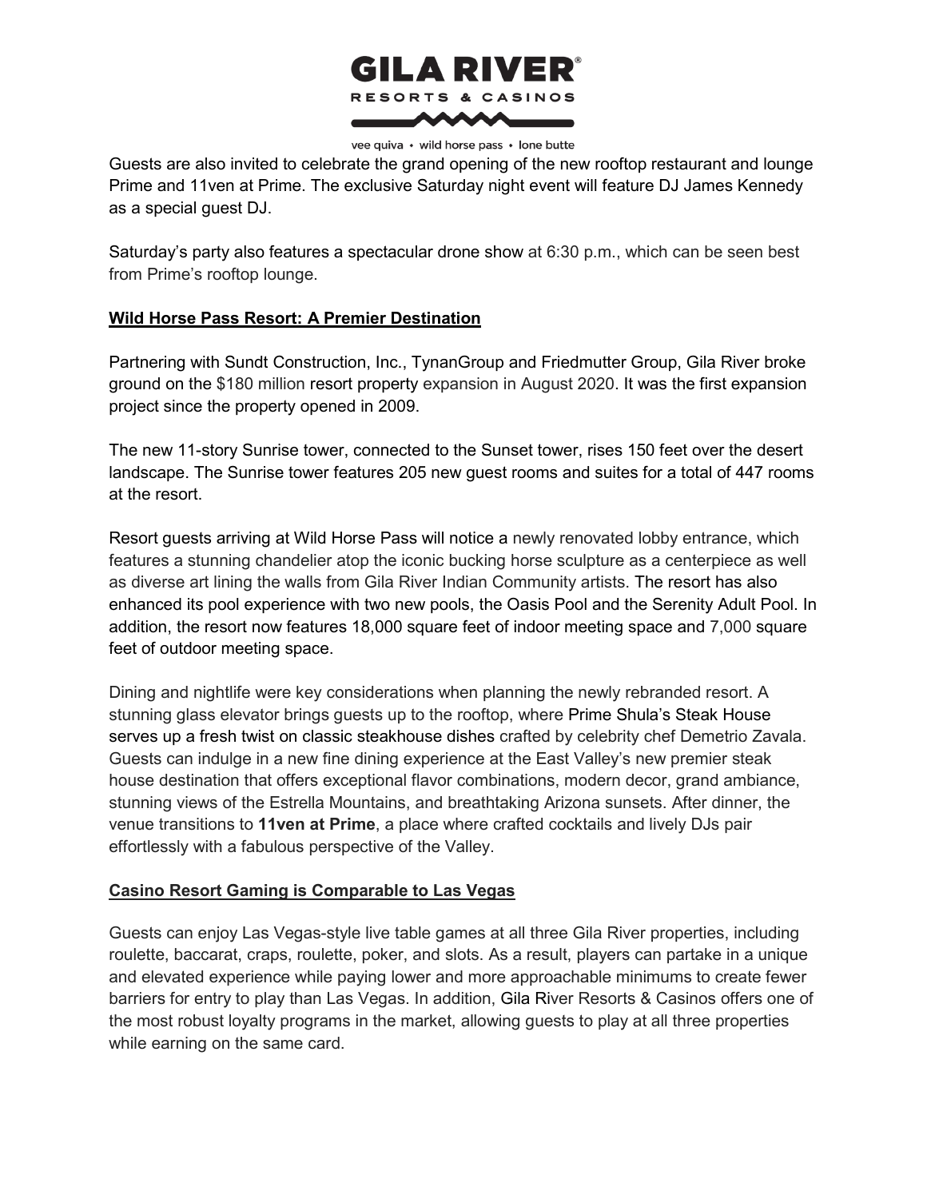Guests are also invited to celebrate the grand opening of the new rooftop restaurant and lounge Prime and 11ven at Prime. The exclusive Saturday night event will feature DJ James Kennedy as a special guest DJ.

Saturday's party also features a spectacular drone show at 6:30 p.m., which can be seen best from Prime's rooftop lounge.

## Wild Horse Pass Resort: A Premier Destination

Partnering with Sundt Construction, Inc., TynanGroup and Friedmutter Group, Gila River broke ground on the $180 million resort property expansion in August 2020. It was the first expansion project since the property opened in 2009.

The new 11-story Sunrise tower, connected to the Sunset tower, rises 150 feet over the desert landscape. The Sunrise tower features 205 new guest rooms and suites for a total of 447 rooms at the resort.

Resort guests arriving at Wild Horse Pass will notice a newly renovated lobby entrance, which features a stunning chandelier atop the iconic bucking horse sculpture as a centerpiece as well as diverse art lining the walls from Gila River Indian Community artists. The resort has also enhanced its pool experience with two new pools, the Oasis Pool and the Serenity Adult Pool. In addition, the resort now features 18,000 square feet of indoor meeting space and 7,000 square feet of outdoor meeting space.

Dining and nightlife were key considerations when planning the newly rebranded resort. A stunning glass elevator brings guests up to the rooftop, where Prime Shula's Steak House serves up a fresh twist on classic steakhouse dishes crafted by celebrity chef Demetrio Zavala. Guests can indulge in a new fine dining experience at the East Valley's new premier steak house destination that offers exceptional flavor combinations, modern decor, grand ambiance, stunning views of the Estrella Mountains, and breathtaking Arizona sunsets. After dinner, the venue transitions to **11ven at Prime**, a place where crafted cocktails and lively DJs pair effortlessly with a fabulous perspective of the Valley.

## Casino Resort Gaming is Comparable to Las Vegas

Guests can enjoy Las Vegas-style live table games at all three Gila River properties, including roulette, baccarat, craps, roulette, poker, and slots. As a result, players can partake in a unique and elevated experience while paying lower and more approachable minimums to create fewer barriers for entry to play than Las Vegas. In addition, Gila River Resorts & Casinos offers one of the most robust loyalty programs in the market, allowing guests to play at all three properties while earning on the same card.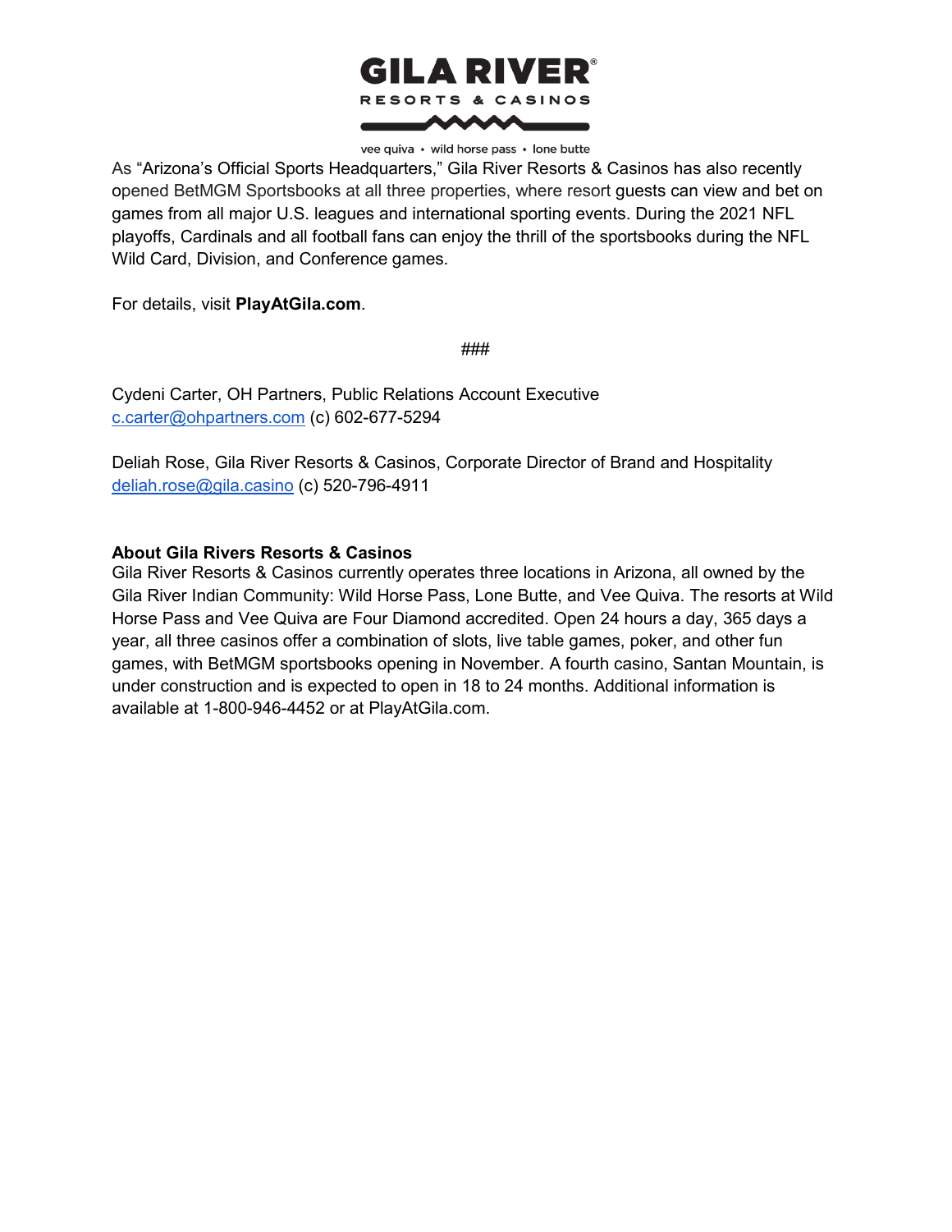As "Arizona's Official Sports Headquarters," Gila River Resorts & Casinos has also recently opened BetMGM Sportsbooks at all three properties, where resort guests can view and bet on games from all major U.S. leagues and international sporting events. During the 2021 NFL playoffs, Cardinals and all football fans can enjoy the thrill of the sportsbooks during the NFL Wild Card, Division, and Conference games.

For details, visit **PlayAtGila.com**.

###

Cydeni Carter, OH Partners, Public Relations Account Executive
c.carter@ohpartners.com (c) 602-677-5294

Deliah Rose, Gila River Resorts & Casinos, Corporate Director of Brand and Hospitality
deliah.rose@gila.casino (c) 520-796-4911

**About Gila Rivers Resorts & Casinos**

Gila River Resorts & Casinos currently operates three locations in Arizona, all owned by the Gila River Indian Community: Wild Horse Pass, Lone Butte, and Vee Quiva. The resorts at Wild Horse Pass and Vee Quiva are Four Diamond accredited. Open 24 hours a day, 365 days a year, all three casinos offer a combination of slots, live table games, poker, and other fun games, with BetMGM sportsbooks opening in November. A fourth casino, Santan Mountain, is under construction and is expected to open in 18 to 24 months. Additional information is available at 1-800-946-4452 or at PlayAtGila.com.